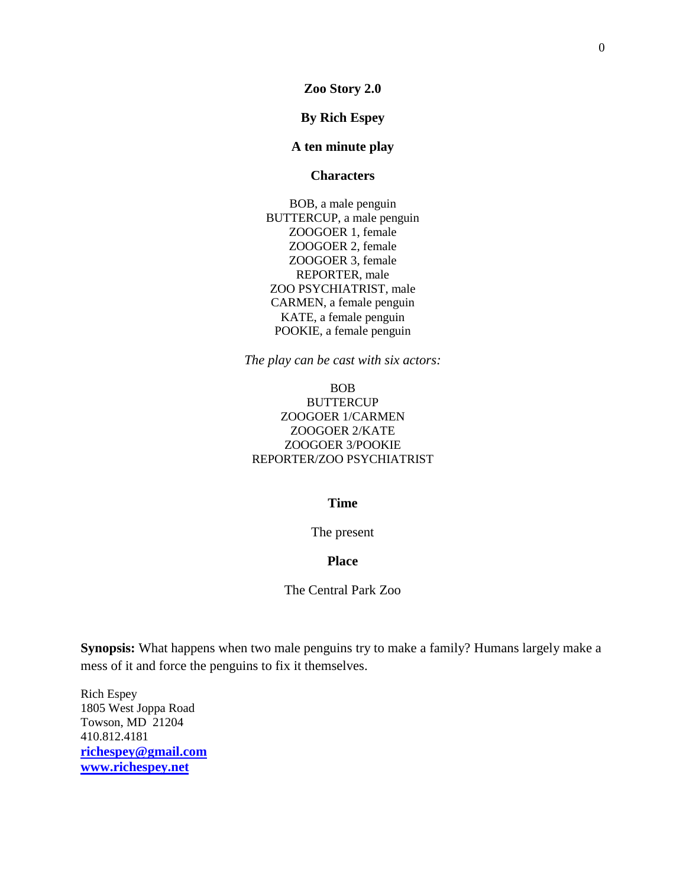# Zoo Story 2.0

**By Rich Espey**

**A ten minute play**

## Characters

BOB, a male penguin
BUTTERCUP, a male penguin
ZOOGOER 1, female
ZOOGOER 2, female
ZOOGOER 3, female
REPORTER, male
ZOO PSYCHIATRIST, male
CARMEN, a female penguin
KATE, a female penguin
POOKIE, a female penguin

*The play can be cast with six actors:*

BOB
BUTTERCUP
ZOOGOER 1/CARMEN
ZOOGOER 2/KATE
ZOOGOER 3/POOKIE
REPORTER/ZOO PSYCHIATRIST

## Time

The present

## Place

The Central Park Zoo

**Synopsis:** What happens when two male penguins try to make a family? Humans largely make a mess of it and force the penguins to fix it themselves.

Rich Espey
1805 West Joppa Road
Towson, MD 21204
410.812.4181
**richespey@gmail.com**
**www.richespey.net**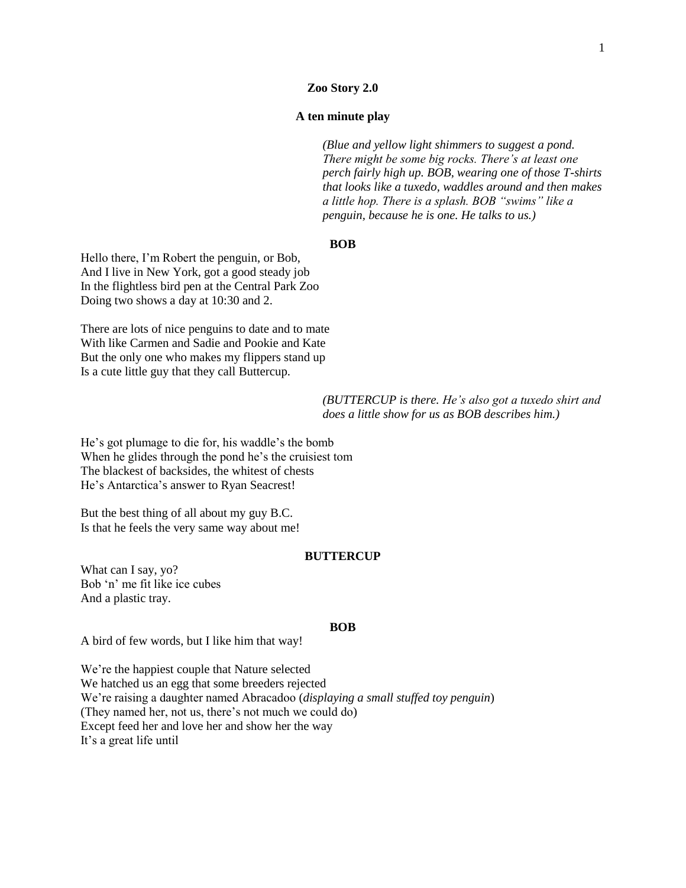**Zoo Story 2.0**

**A ten minute play**

*(Blue and yellow light shimmers to suggest a pond. There might be some big rocks. There's at least one perch fairly high up. BOB, wearing one of those T-shirts that looks like a tuxedo, waddles around and then makes a little hop. There is a splash. BOB "swims" like a penguin, because he is one. He talks to us.)*

**BOB**

Hello there, I'm Robert the penguin, or Bob,
And I live in New York, got a good steady job
In the flightless bird pen at the Central Park Zoo
Doing two shows a day at 10:30 and 2.

There are lots of nice penguins to date and to mate
With like Carmen and Sadie and Pookie and Kate
But the only one who makes my flippers stand up
Is a cute little guy that they call Buttercup.

*(BUTTERCUP is there. He's also got a tuxedo shirt and does a little show for us as BOB describes him.)*

He's got plumage to die for, his waddle's the bomb
When he glides through the pond he's the cruisiest tom
The blackest of backsides, the whitest of chests
He's Antarctica's answer to Ryan Seacrest!

But the best thing of all about my guy B.C.
Is that he feels the very same way about me!

**BUTTERCUP**

What can I say, yo?
Bob 'n' me fit like ice cubes
And a plastic tray.

**BOB**

A bird of few words, but I like him that way!

We're the happiest couple that Nature selected
We hatched us an egg that some breeders rejected
We're raising a daughter named Abracadoo (*displaying a small stuffed toy penguin*)
(They named her, not us, there's not much we could do)
Except feed her and love her and show her the way
It's a great life until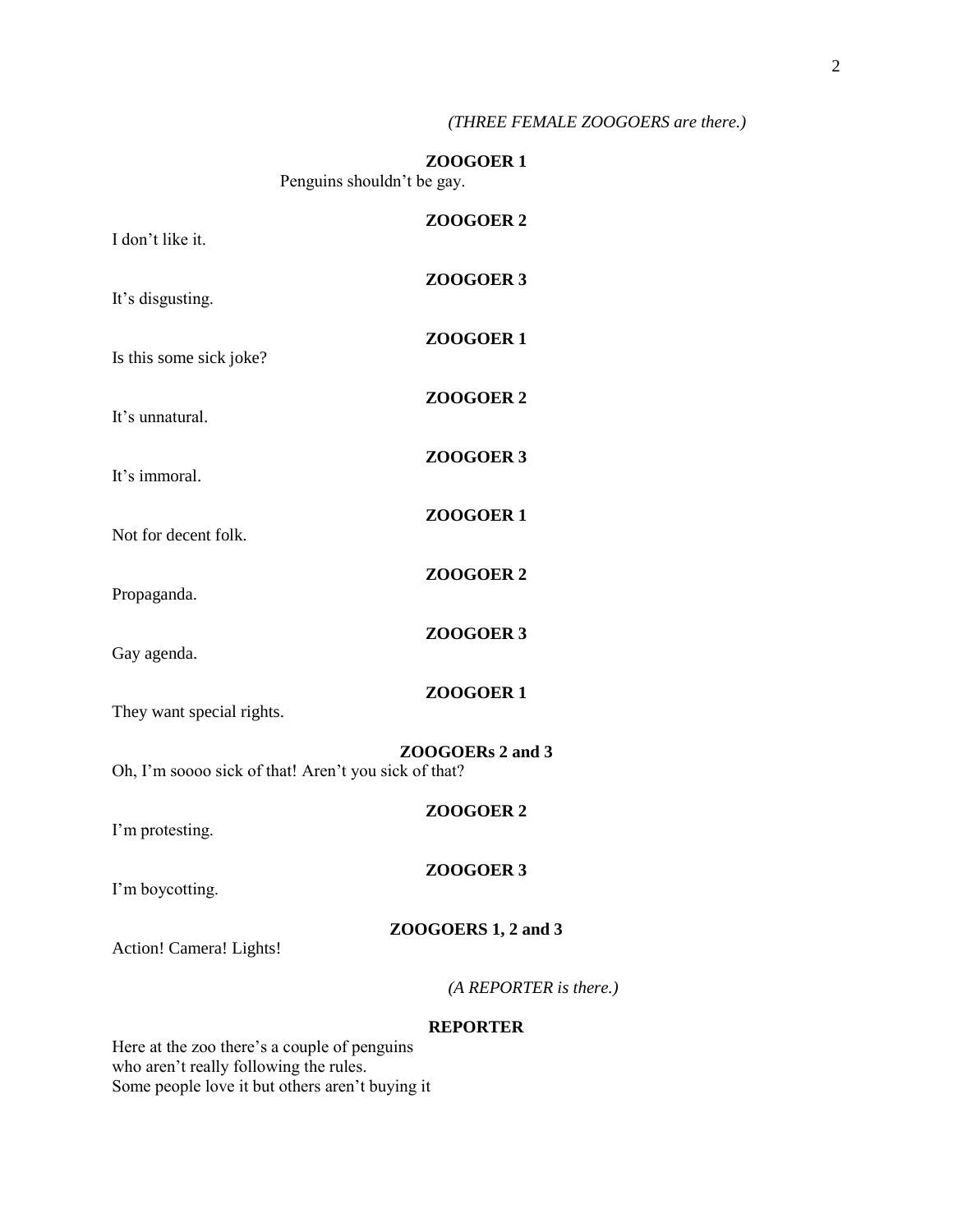*(THREE FEMALE ZOOGOERS are there.)*

**ZOOGOER 1**

Penguins shouldn't be gay.

**ZOOGOER 2**

I don't like it.

**ZOOGOER 3**

It's disgusting.

**ZOOGOER 1**

Is this some sick joke?

**ZOOGOER 2**

It's unnatural.

**ZOOGOER 3**

It's immoral.

**ZOOGOER 1**

Not for decent folk.

**ZOOGOER 2**

Propaganda.

**ZOOGOER 3**

Gay agenda.

**ZOOGOER 1**

They want special rights.

**ZOOGOERs 2 and 3**

Oh, I'm soooo sick of that! Aren't you sick of that?

**ZOOGOER 2**

I'm protesting.

**ZOOGOER 3**

I'm boycotting.

**ZOOGOERS 1, 2 and 3**

Action! Camera! Lights!

*(A REPORTER is there.)*

**REPORTER**

Here at the zoo there's a couple of penguins
who aren't really following the rules.
Some people love it but others aren't buying it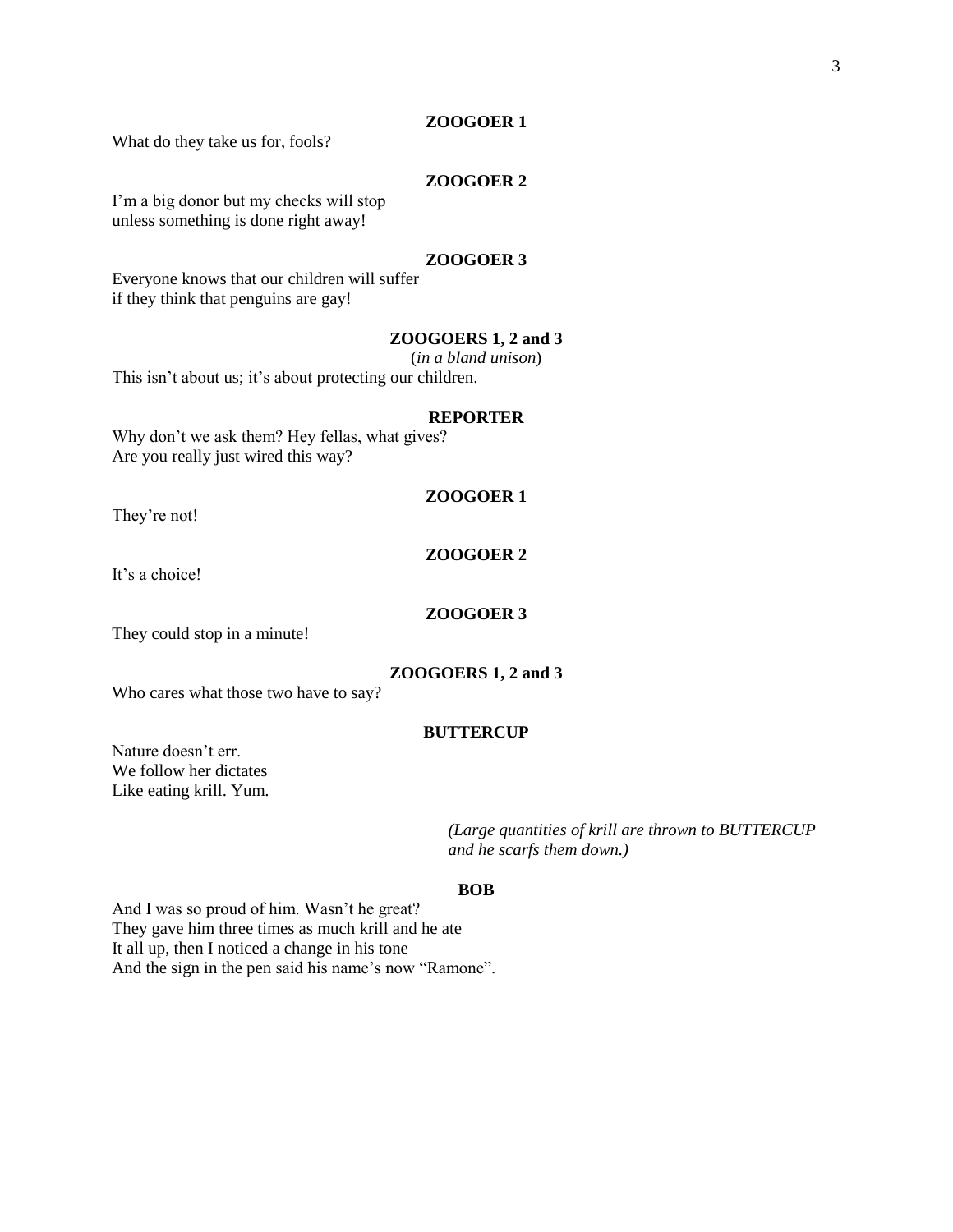**ZOOGOER 1**

What do they take us for, fools?

**ZOOGOER 2**

I'm a big donor but my checks will stop
unless something is done right away!

**ZOOGOER 3**

Everyone knows that our children will suffer
if they think that penguins are gay!

**ZOOGOERS 1, 2 and 3**

(*in a bland unison*)

This isn't about us; it's about protecting our children.

**REPORTER**

Why don't we ask them? Hey fellas, what gives?
Are you really just wired this way?

**ZOOGOER 1**

They're not!

**ZOOGOER 2**

It's a choice!

**ZOOGOER 3**

They could stop in a minute!

**ZOOGOERS 1, 2 and 3**

Who cares what those two have to say?

**BUTTERCUP**

Nature doesn't err.
We follow her dictates
Like eating krill. Yum.

*(Large quantities of krill are thrown to BUTTERCUP and he scarfs them down.)*

**BOB**

And I was so proud of him. Wasn't he great?
They gave him three times as much krill and he ate
It all up, then I noticed a change in his tone
And the sign in the pen said his name's now "Ramone".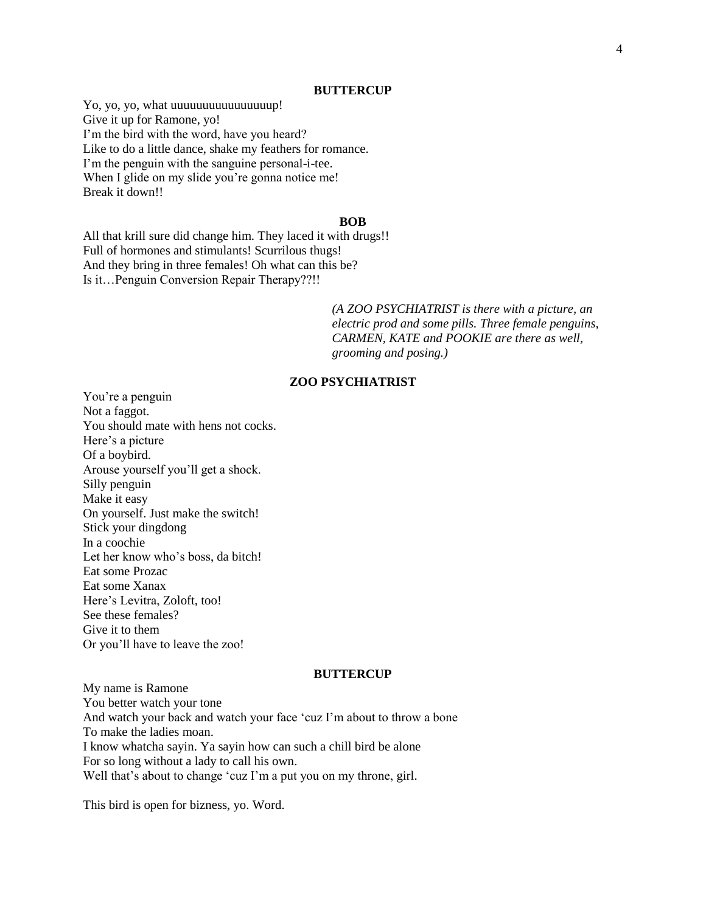**BUTTERCUP**

Yo, yo, yo, what uuuuuuuuuuuuuuuup!
Give it up for Ramone, yo!
I'm the bird with the word, have you heard?
Like to do a little dance, shake my feathers for romance.
I'm the penguin with the sanguine personal-i-tee.
When I glide on my slide you're gonna notice me!
Break it down!!

**BOB**

All that krill sure did change him. They laced it with drugs!!
Full of hormones and stimulants! Scurrilous thugs!
And they bring in three females! Oh what can this be?
Is it…Penguin Conversion Repair Therapy??!!

*(A ZOO PSYCHIATRIST is there with a picture, an electric prod and some pills. Three female penguins, CARMEN, KATE and POOKIE are there as well, grooming and posing.)*

**ZOO PSYCHIATRIST**

You're a penguin
Not a faggot.
You should mate with hens not cocks.
Here's a picture
Of a boybird.
Arouse yourself you'll get a shock.
Silly penguin
Make it easy
On yourself. Just make the switch!
Stick your dingdong
In a coochie
Let her know who's boss, da bitch!
Eat some Prozac
Eat some Xanax
Here's Levitra, Zoloft, too!
See these females?
Give it to them
Or you'll have to leave the zoo!

**BUTTERCUP**

My name is Ramone
You better watch your tone
And watch your back and watch your face 'cuz I'm about to throw a bone
To make the ladies moan.
I know whatcha sayin. Ya sayin how can such a chill bird be alone
For so long without a lady to call his own.
Well that's about to change 'cuz I'm a put you on my throne, girl.

This bird is open for bizness, yo. Word.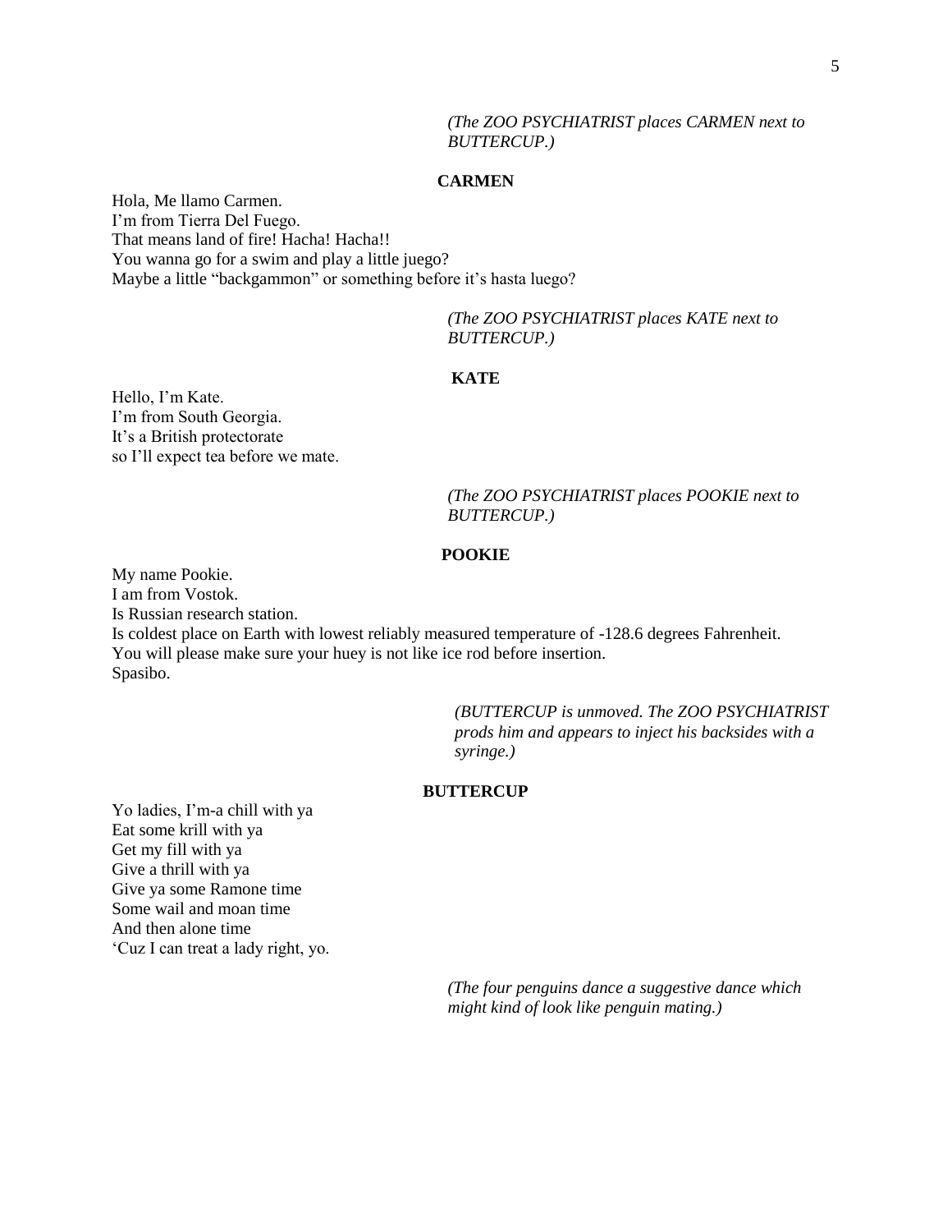*(The ZOO PSYCHIATRIST places CARMEN next to BUTTERCUP.)*

**CARMEN**

Hola, Me llamo Carmen.
I'm from Tierra Del Fuego.
That means land of fire! Hacha! Hacha!!
You wanna go for a swim and play a little juego?
Maybe a little "backgammon" or something before it's hasta luego?

*(The ZOO PSYCHIATRIST places KATE next to BUTTERCUP.)*

**KATE**

Hello, I'm Kate.
I'm from South Georgia.
It's a British protectorate
so I'll expect tea before we mate.

*(The ZOO PSYCHIATRIST places POOKIE next to BUTTERCUP.)*

**POOKIE**

My name Pookie.
I am from Vostok.
Is Russian research station.
Is coldest place on Earth with lowest reliably measured temperature of -128.6 degrees Fahrenheit.
You will please make sure your huey is not like ice rod before insertion.
Spasibo.

*(BUTTERCUP is unmoved. The ZOO PSYCHIATRIST prods him and appears to inject his backsides with a syringe.)*

**BUTTERCUP**

Yo ladies, I'm-a chill with ya
Eat some krill with ya
Get my fill with ya
Give a thrill with ya
Give ya some Ramone time
Some wail and moan time
And then alone time
'Cuz I can treat a lady right, yo.

*(The four penguins dance a suggestive dance which might kind of look like penguin mating.)*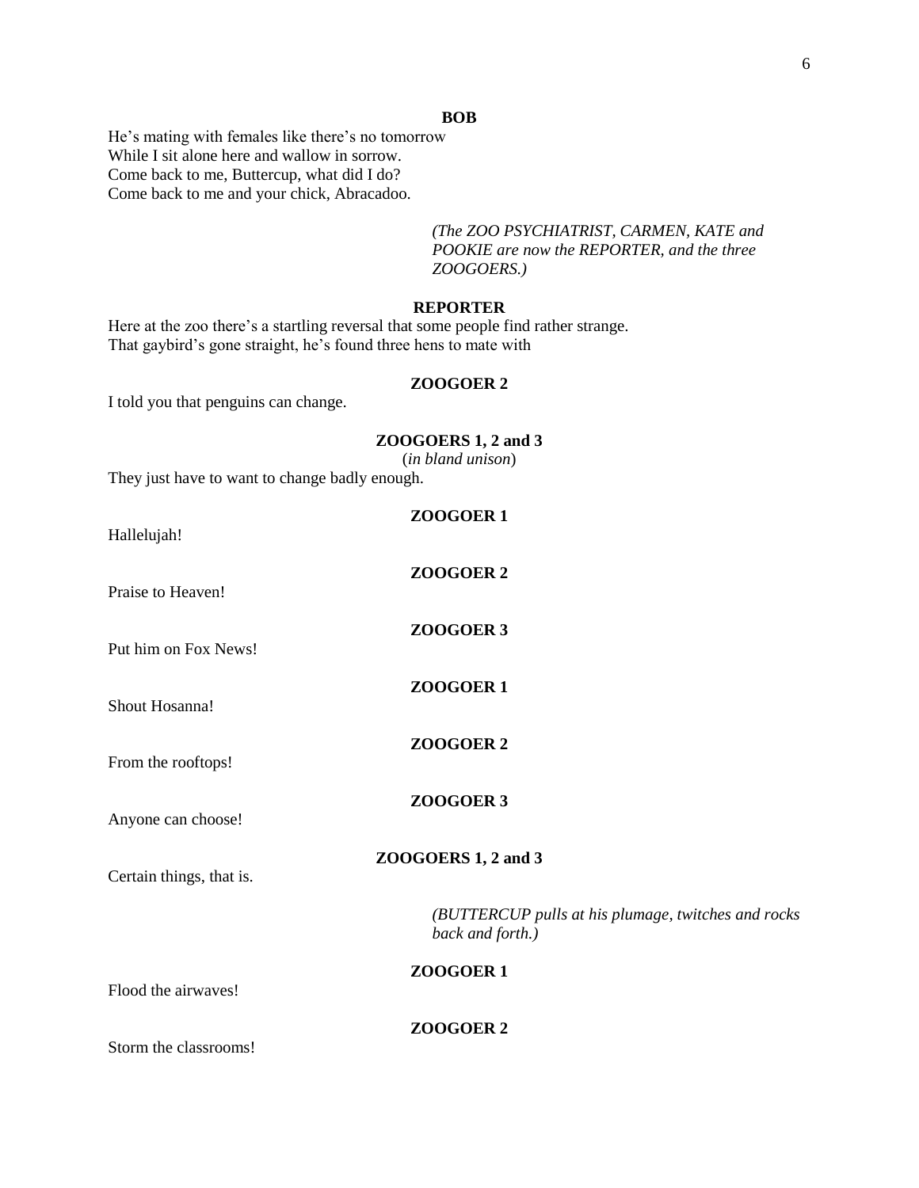**BOB**

He's mating with females like there's no tomorrow
While I sit alone here and wallow in sorrow.
Come back to me, Buttercup, what did I do?
Come back to me and your chick, Abracadoo.

*(The ZOO PSYCHIATRIST, CARMEN, KATE and POOKIE are now the REPORTER, and the three ZOOGOERS.)*

**REPORTER**

Here at the zoo there's a startling reversal that some people find rather strange.
That gaybird's gone straight, he's found three hens to mate with

**ZOOGOER 2**

I told you that penguins can change.

**ZOOGOERS 1, 2 and 3**
(*in bland unison*)

They just have to want to change badly enough.

**ZOOGOER 1**

Hallelujah!

**ZOOGOER 2**

Praise to Heaven!

**ZOOGOER 3**

Put him on Fox News!

**ZOOGOER 1**

Shout Hosanna!

**ZOOGOER 2**

From the rooftops!

**ZOOGOER 3**

Anyone can choose!

**ZOOGOERS 1, 2 and 3**

Certain things, that is.

*(BUTTERCUP pulls at his plumage, twitches and rocks back and forth.)*

**ZOOGOER 1**

Flood the airwaves!

**ZOOGOER 2**

Storm the classrooms!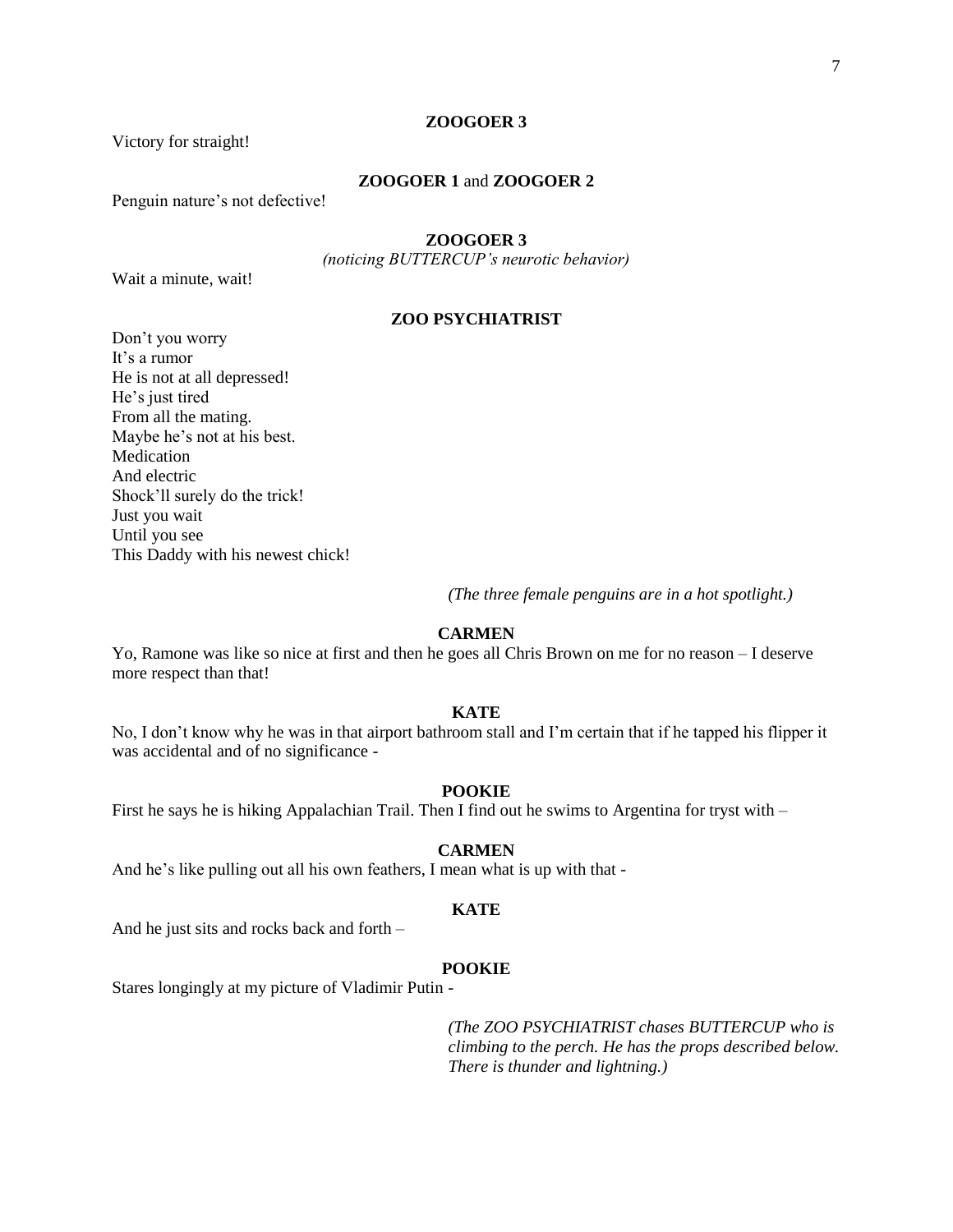**ZOOGOER 3**

Victory for straight!

**ZOOGOER 1** and **ZOOGOER 2**

Penguin nature's not defective!

**ZOOGOER 3**

*(noticing BUTTERCUP's neurotic behavior)*

Wait a minute, wait!

**ZOO PSYCHIATRIST**

Don't you worry
It's a rumor
He is not at all depressed!
He's just tired
From all the mating.
Maybe he's not at his best.
Medication
And electric
Shock'll surely do the trick!
Just you wait
Until you see
This Daddy with his newest chick!

*(The three female penguins are in a hot spotlight.)*

**CARMEN**

Yo, Ramone was like so nice at first and then he goes all Chris Brown on me for no reason – I deserve more respect than that!

**KATE**

No, I don't know why he was in that airport bathroom stall and I'm certain that if he tapped his flipper it was accidental and of no significance -

**POOKIE**

First he says he is hiking Appalachian Trail. Then I find out he swims to Argentina for tryst with –

**CARMEN**

And he's like pulling out all his own feathers, I mean what is up with that -

**KATE**

And he just sits and rocks back and forth –

**POOKIE**

Stares longingly at my picture of Vladimir Putin -

*(The ZOO PSYCHIATRIST chases BUTTERCUP who is climbing to the perch. He has the props described below. There is thunder and lightning.)*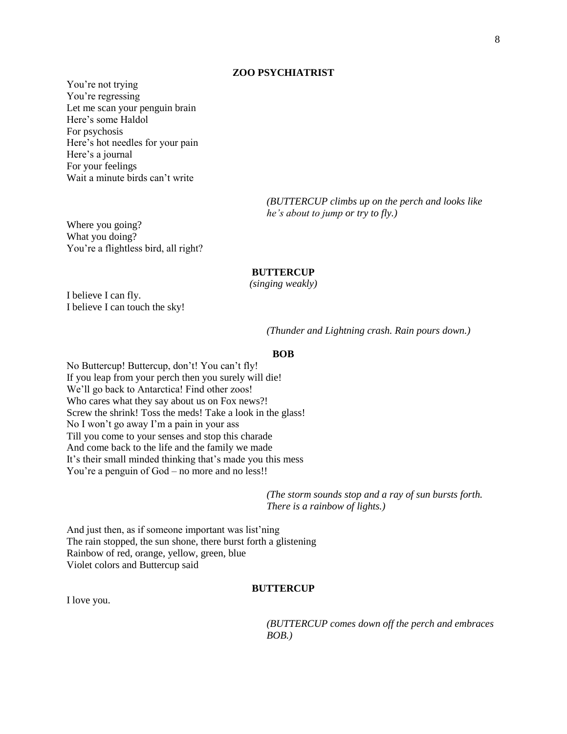**ZOO PSYCHIATRIST**

You're not trying
You're regressing
Let me scan your penguin brain
Here's some Haldol
For psychosis
Here's hot needles for your pain
Here's a journal
For your feelings
Wait a minute birds can't write

*(BUTTERCUP climbs up on the perch and looks like he's about to jump or try to fly.)*

Where you going?
What you doing?
You're a flightless bird, all right?

**BUTTERCUP**
*(singing weakly)*

I believe I can fly.
I believe I can touch the sky!

*(Thunder and Lightning crash. Rain pours down.)*

**BOB**

No Buttercup! Buttercup, don't! You can't fly!
If you leap from your perch then you surely will die!
We'll go back to Antarctica! Find other zoos!
Who cares what they say about us on Fox news?!
Screw the shrink! Toss the meds! Take a look in the glass!
No I won't go away I'm a pain in your ass
Till you come to your senses and stop this charade
And come back to the life and the family we made
It's their small minded thinking that's made you this mess
You're a penguin of God – no more and no less!!

*(The storm sounds stop and a ray of sun bursts forth. There is a rainbow of lights.)*

And just then, as if someone important was list'ning
The rain stopped, the sun shone, there burst forth a glistening
Rainbow of red, orange, yellow, green, blue
Violet colors and Buttercup said

**BUTTERCUP**

I love you.

*(BUTTERCUP comes down off the perch and embraces BOB.)*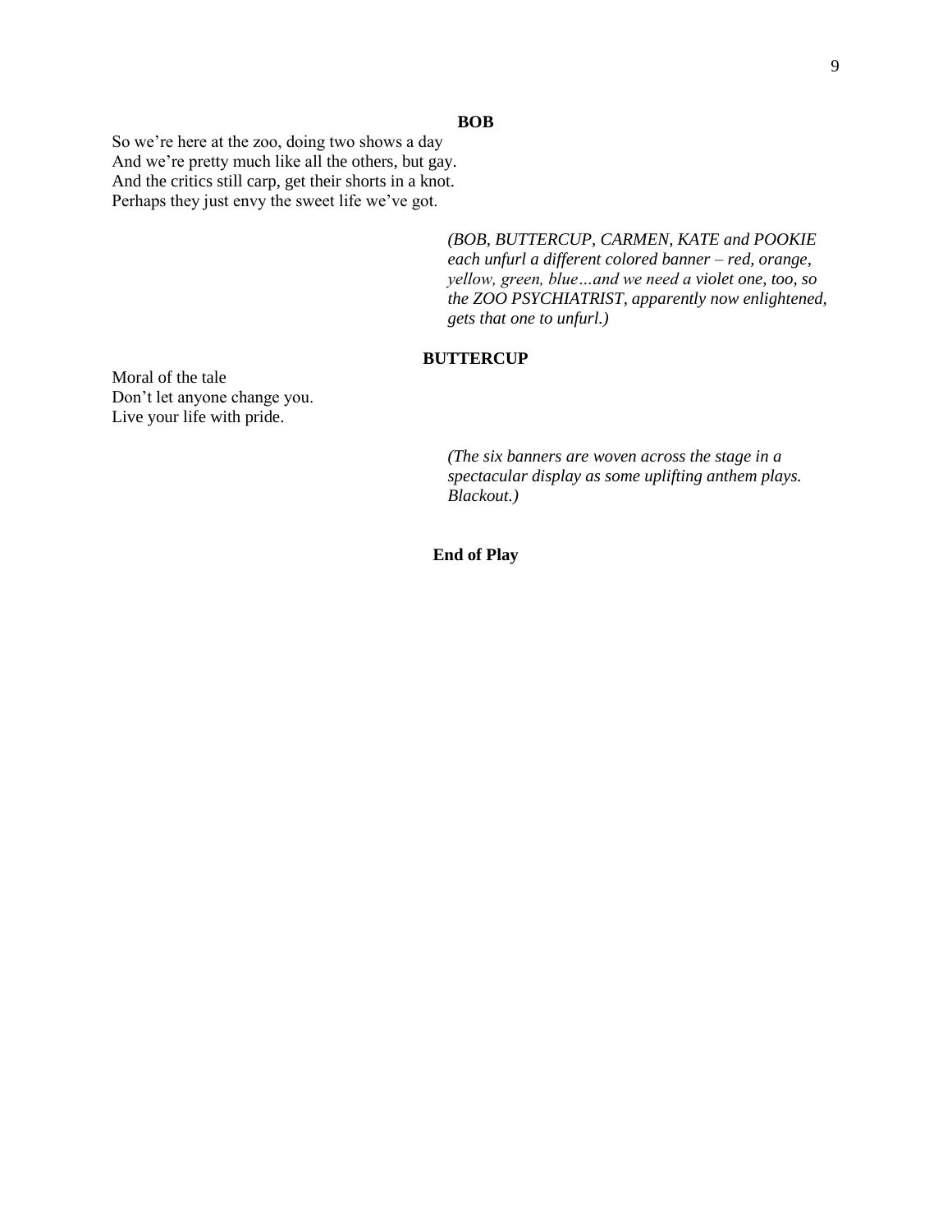**BOB**

So we're here at the zoo, doing two shows a day
And we're pretty much like all the others, but gay.
And the critics still carp, get their shorts in a knot.
Perhaps they just envy the sweet life we've got.

*(BOB, BUTTERCUP, CARMEN, KATE and POOKIE each unfurl a different colored banner – red, orange, yellow, green, blue…and we need a violet one, too, so the ZOO PSYCHIATRIST, apparently now enlightened, gets that one to unfurl.)*

**BUTTERCUP**

Moral of the tale
Don't let anyone change you.
Live your life with pride.

*(The six banners are woven across the stage in a spectacular display as some uplifting anthem plays. Blackout.)*

**End of Play**